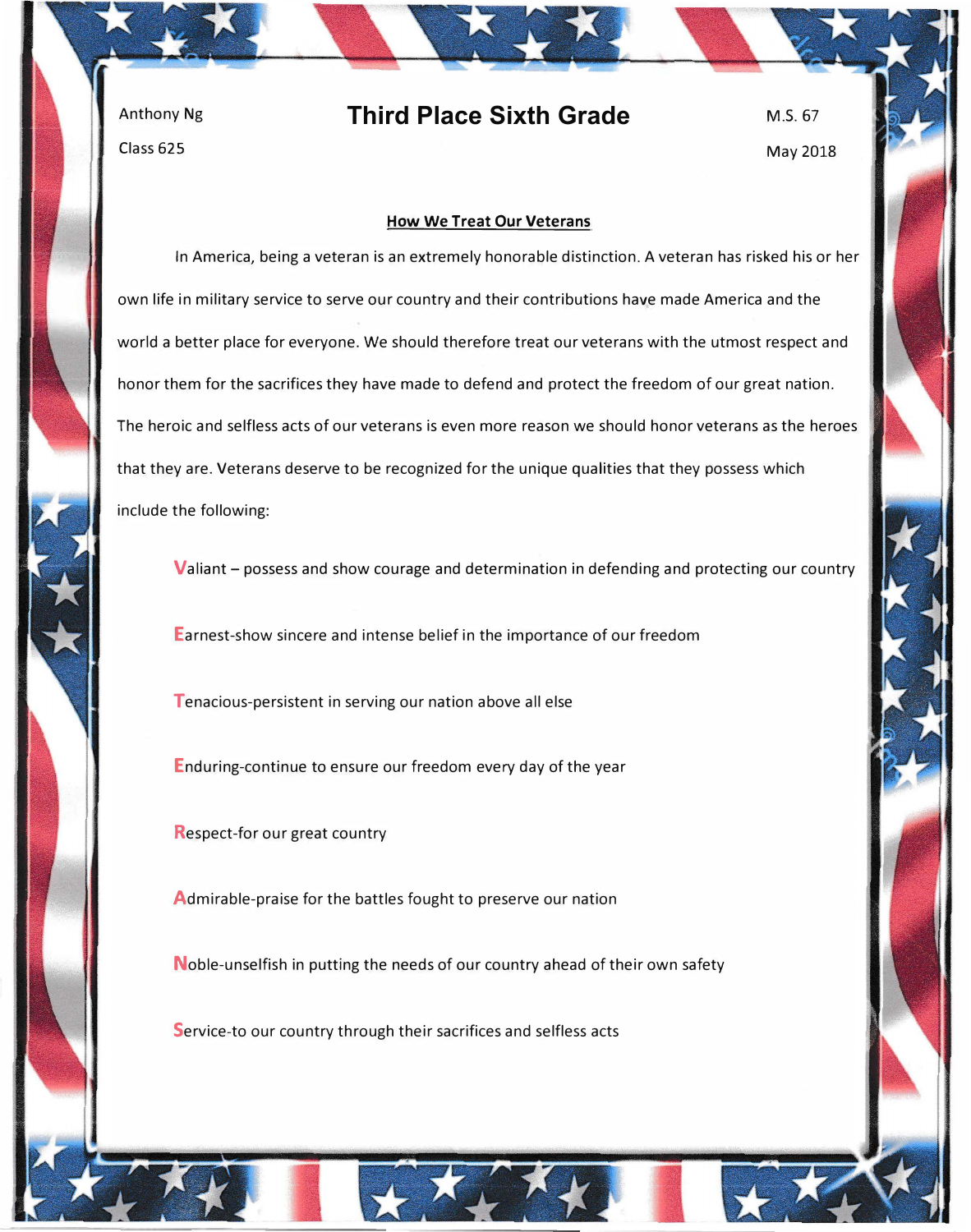Anthony Ng

Class 625

# Third Place Sixth Grade

M.S. 67

May 2018

## How We Treat Our Veterans

In America, being a veteran is an extremely honorable distinction. A veteran has risked his or her own life in military service to serve our country and their contributions have made America and the world a better place for everyone. We should therefore treat our veterans with the utmost respect and honor them for the sacrifices they have made to defend and protect the freedom of our great nation. The heroic and selfless acts of our veterans is even more reason we should honor veterans as the heroes that they are. Veterans deserve to be recognized for the unique qualities that they possess which include the following:

**V**aliant – possess and show courage and determination in defending and protecting our country

**E**arnest-show sincere and intense belief in the importance of our freedom

**T**enacious-persistent in serving our nation above all else

**E**nduring-continue to ensure our freedom every day of the year

**R**espect-for our great country

**A**dmirable-praise for the battles fought to preserve our nation

**N**oble-unselfish in putting the needs of our country ahead of their own safety

**S**ervice-to our country through their sacrifices and selfless acts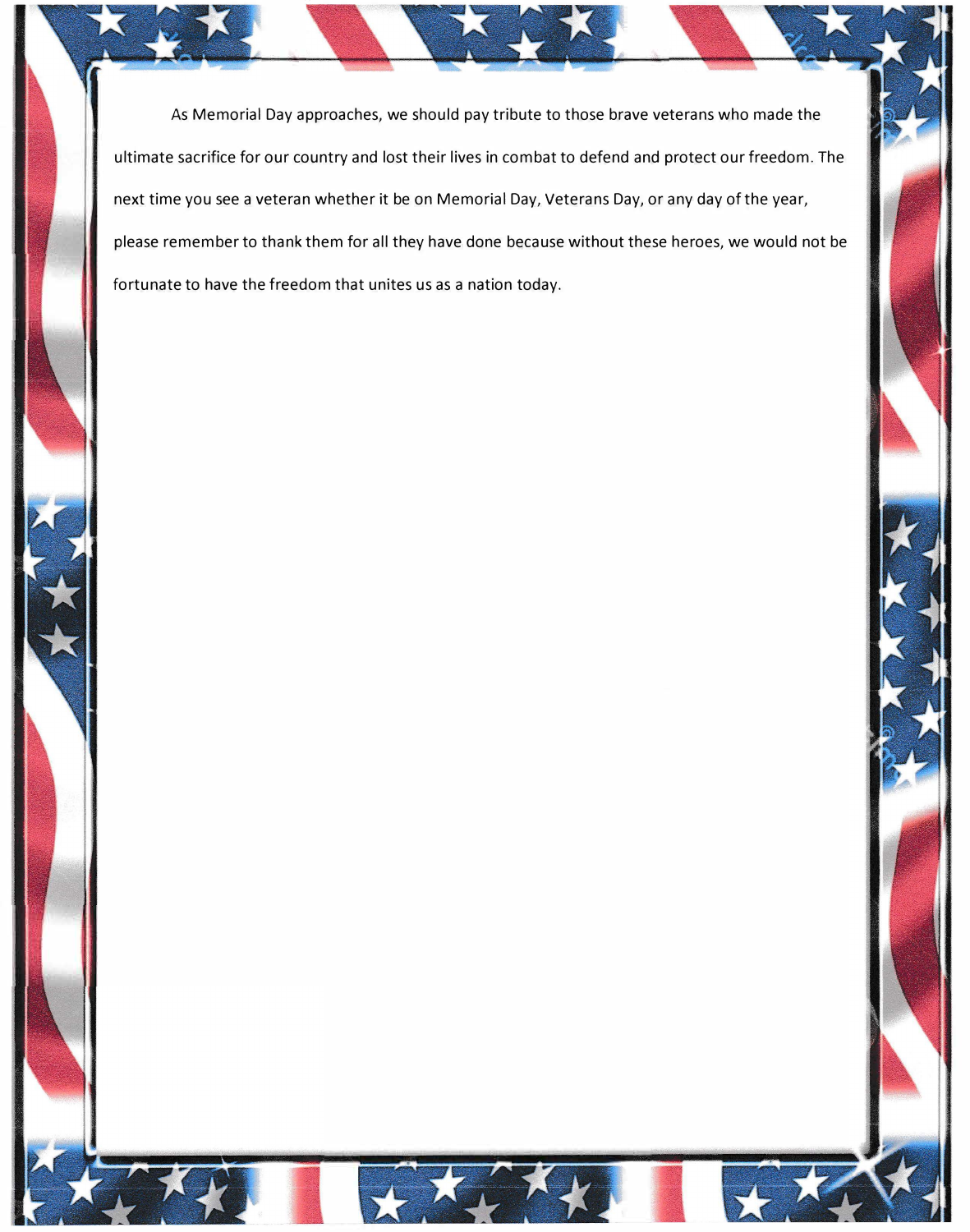As Memorial Day approaches, we should pay tribute to those brave veterans who made the ultimate sacrifice for our country and lost their lives in combat to defend and protect our freedom. The next time you see a veteran whether it be on Memorial Day, Veterans Day, or any day of the year, please remember to thank them for all they have done because without these heroes, we would not be fortunate to have the freedom that unites us as a nation today.